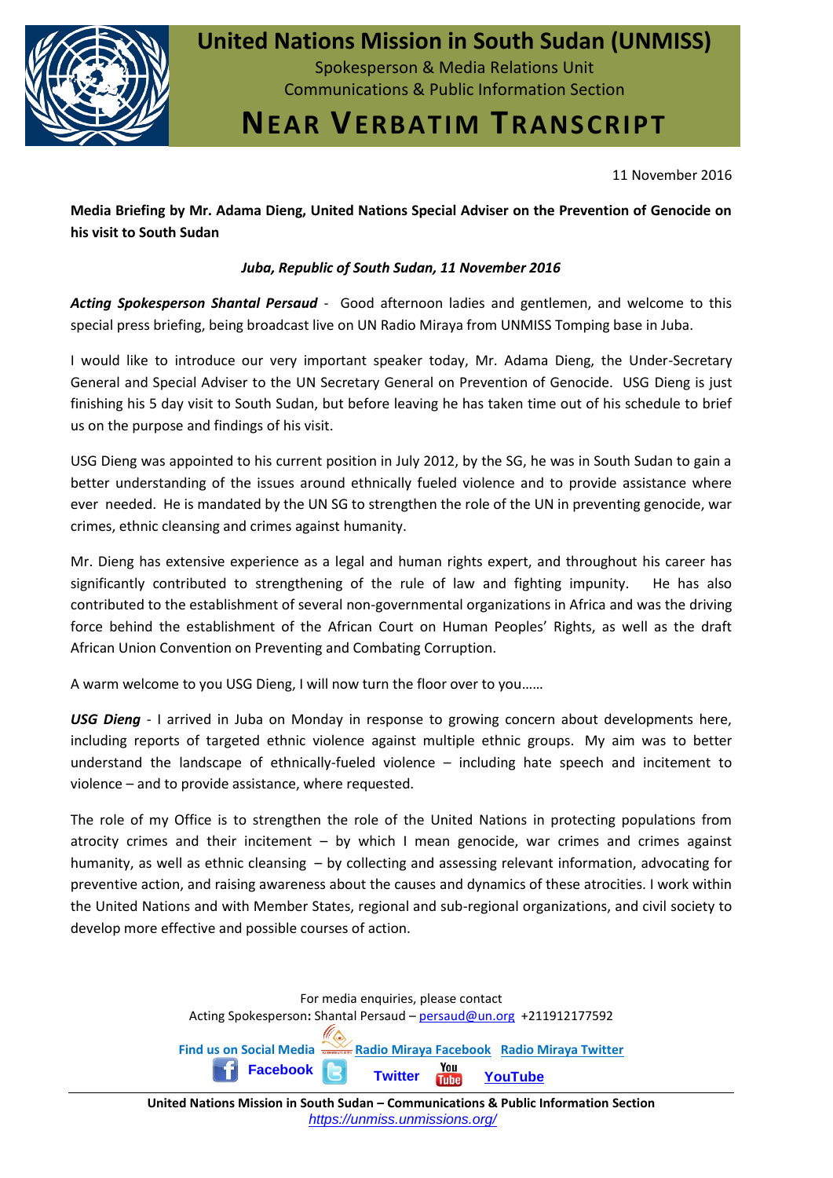# United Nations Mission in South Sudan (UNMISS)

Spokesperson & Media Relations Unit
Communications & Public Information Section

# NEAR VERBATIM TRANSCRIPT

11 November 2016

**Media Briefing by Mr. Adama Dieng, United Nations Special Adviser on the Prevention of Genocide on his visit to South Sudan**

***Juba, Republic of South Sudan, 11 November 2016***

***Acting Spokesperson Shantal Persaud*** - Good afternoon ladies and gentlemen, and welcome to this special press briefing, being broadcast live on UN Radio Miraya from UNMISS Tomping base in Juba.

I would like to introduce our very important speaker today, Mr. Adama Dieng, the Under-Secretary General and Special Adviser to the UN Secretary General on Prevention of Genocide. USG Dieng is just finishing his 5 day visit to South Sudan, but before leaving he has taken time out of his schedule to brief us on the purpose and findings of his visit.

USG Dieng was appointed to his current position in July 2012, by the SG, he was in South Sudan to gain a better understanding of the issues around ethnically fueled violence and to provide assistance where ever needed. He is mandated by the UN SG to strengthen the role of the UN in preventing genocide, war crimes, ethnic cleansing and crimes against humanity.

Mr. Dieng has extensive experience as a legal and human rights expert, and throughout his career has significantly contributed to strengthening of the rule of law and fighting impunity. He has also contributed to the establishment of several non-governmental organizations in Africa and was the driving force behind the establishment of the African Court on Human Peoples' Rights, as well as the draft African Union Convention on Preventing and Combating Corruption.

A warm welcome to you USG Dieng, I will now turn the floor over to you……

***USG Dieng*** - I arrived in Juba on Monday in response to growing concern about developments here, including reports of targeted ethnic violence against multiple ethnic groups. My aim was to better understand the landscape of ethnically-fueled violence – including hate speech and incitement to violence – and to provide assistance, where requested.

The role of my Office is to strengthen the role of the United Nations in protecting populations from atrocity crimes and their incitement – by which I mean genocide, war crimes and crimes against humanity, as well as ethnic cleansing – by collecting and assessing relevant information, advocating for preventive action, and raising awareness about the causes and dynamics of these atrocities. I work within the United Nations and with Member States, regional and sub-regional organizations, and civil society to develop more effective and possible courses of action.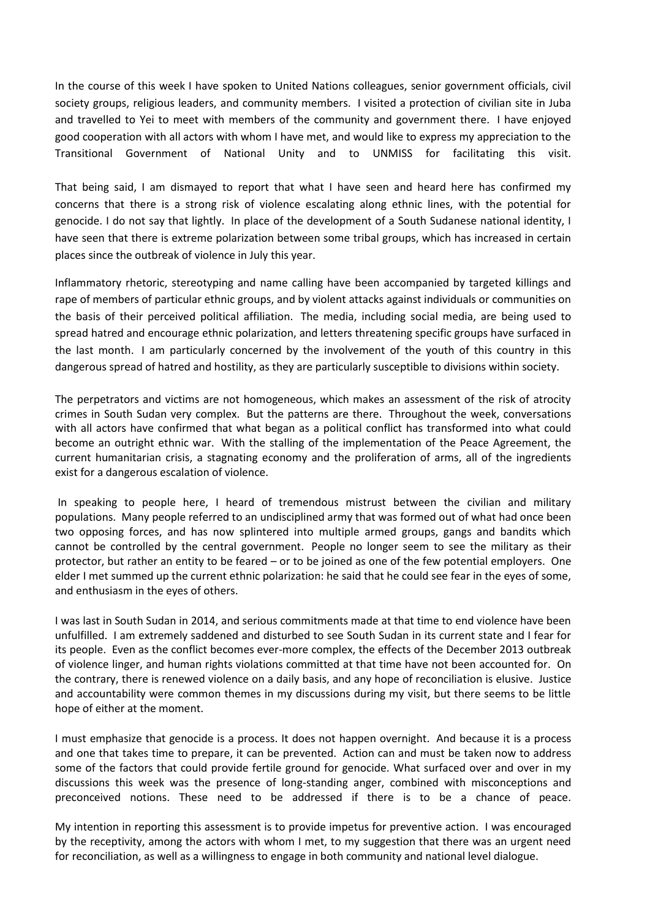In the course of this week I have spoken to United Nations colleagues, senior government officials, civil society groups, religious leaders, and community members. I visited a protection of civilian site in Juba and travelled to Yei to meet with members of the community and government there. I have enjoyed good cooperation with all actors with whom I have met, and would like to express my appreciation to the Transitional Government of National Unity and to UNMISS for facilitating this visit.

That being said, I am dismayed to report that what I have seen and heard here has confirmed my concerns that there is a strong risk of violence escalating along ethnic lines, with the potential for genocide. I do not say that lightly. In place of the development of a South Sudanese national identity, I have seen that there is extreme polarization between some tribal groups, which has increased in certain places since the outbreak of violence in July this year.

Inflammatory rhetoric, stereotyping and name calling have been accompanied by targeted killings and rape of members of particular ethnic groups, and by violent attacks against individuals or communities on the basis of their perceived political affiliation. The media, including social media, are being used to spread hatred and encourage ethnic polarization, and letters threatening specific groups have surfaced in the last month. I am particularly concerned by the involvement of the youth of this country in this dangerous spread of hatred and hostility, as they are particularly susceptible to divisions within society.

The perpetrators and victims are not homogeneous, which makes an assessment of the risk of atrocity crimes in South Sudan very complex. But the patterns are there. Throughout the week, conversations with all actors have confirmed that what began as a political conflict has transformed into what could become an outright ethnic war. With the stalling of the implementation of the Peace Agreement, the current humanitarian crisis, a stagnating economy and the proliferation of arms, all of the ingredients exist for a dangerous escalation of violence.

In speaking to people here, I heard of tremendous mistrust between the civilian and military populations. Many people referred to an undisciplined army that was formed out of what had once been two opposing forces, and has now splintered into multiple armed groups, gangs and bandits which cannot be controlled by the central government. People no longer seem to see the military as their protector, but rather an entity to be feared – or to be joined as one of the few potential employers. One elder I met summed up the current ethnic polarization: he said that he could see fear in the eyes of some, and enthusiasm in the eyes of others.

I was last in South Sudan in 2014, and serious commitments made at that time to end violence have been unfulfilled. I am extremely saddened and disturbed to see South Sudan in its current state and I fear for its people. Even as the conflict becomes ever-more complex, the effects of the December 2013 outbreak of violence linger, and human rights violations committed at that time have not been accounted for. On the contrary, there is renewed violence on a daily basis, and any hope of reconciliation is elusive. Justice and accountability were common themes in my discussions during my visit, but there seems to be little hope of either at the moment.

I must emphasize that genocide is a process. It does not happen overnight. And because it is a process and one that takes time to prepare, it can be prevented. Action can and must be taken now to address some of the factors that could provide fertile ground for genocide. What surfaced over and over in my discussions this week was the presence of long-standing anger, combined with misconceptions and preconceived notions. These need to be addressed if there is to be a chance of peace.

My intention in reporting this assessment is to provide impetus for preventive action. I was encouraged by the receptivity, among the actors with whom I met, to my suggestion that there was an urgent need for reconciliation, as well as a willingness to engage in both community and national level dialogue.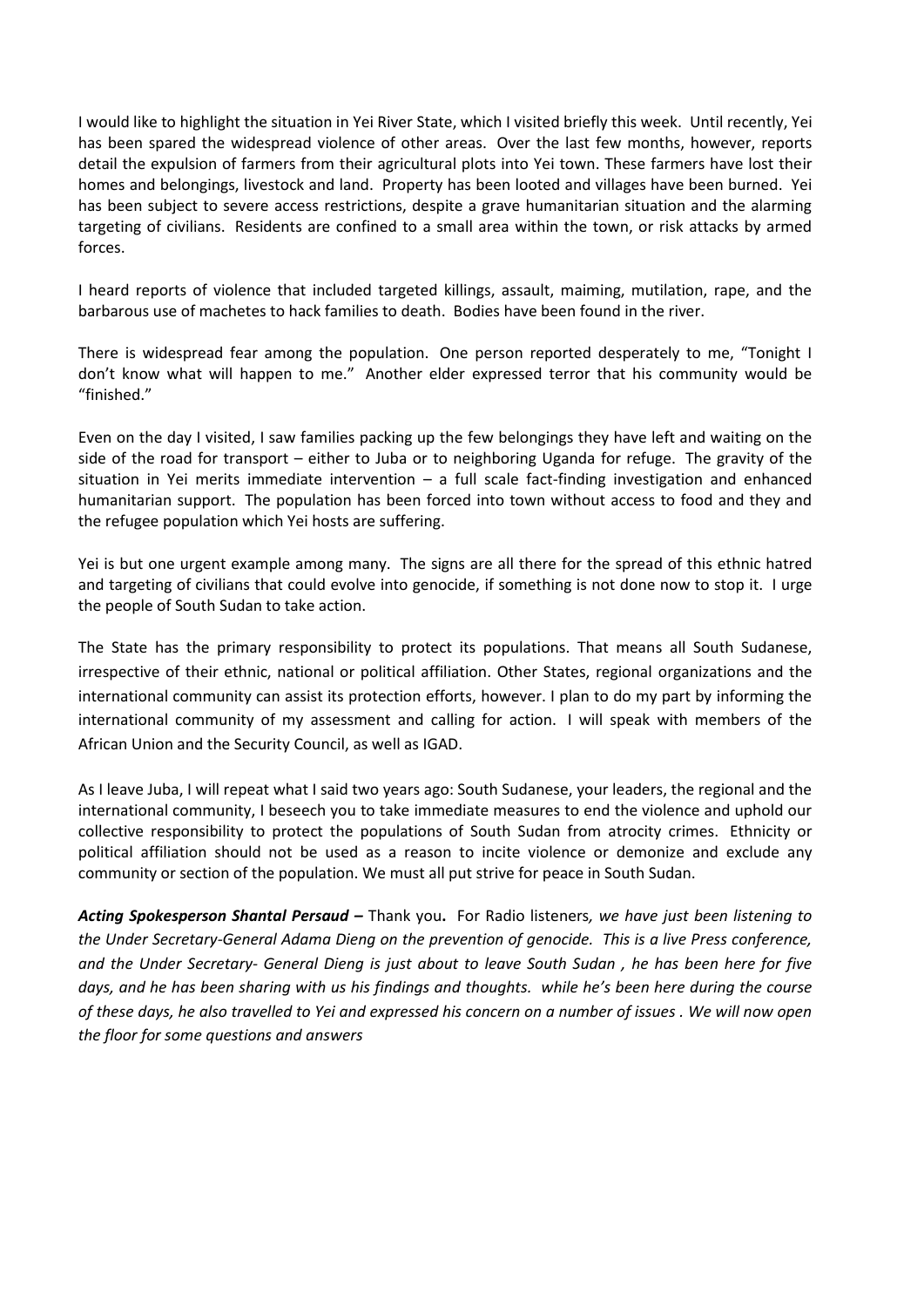I would like to highlight the situation in Yei River State, which I visited briefly this week. Until recently, Yei has been spared the widespread violence of other areas. Over the last few months, however, reports detail the expulsion of farmers from their agricultural plots into Yei town. These farmers have lost their homes and belongings, livestock and land. Property has been looted and villages have been burned. Yei has been subject to severe access restrictions, despite a grave humanitarian situation and the alarming targeting of civilians. Residents are confined to a small area within the town, or risk attacks by armed forces.

I heard reports of violence that included targeted killings, assault, maiming, mutilation, rape, and the barbarous use of machetes to hack families to death. Bodies have been found in the river.

There is widespread fear among the population. One person reported desperately to me, "Tonight I don't know what will happen to me." Another elder expressed terror that his community would be "finished."

Even on the day I visited, I saw families packing up the few belongings they have left and waiting on the side of the road for transport – either to Juba or to neighboring Uganda for refuge. The gravity of the situation in Yei merits immediate intervention – a full scale fact-finding investigation and enhanced humanitarian support. The population has been forced into town without access to food and they and the refugee population which Yei hosts are suffering.

Yei is but one urgent example among many. The signs are all there for the spread of this ethnic hatred and targeting of civilians that could evolve into genocide, if something is not done now to stop it. I urge the people of South Sudan to take action.

The State has the primary responsibility to protect its populations. That means all South Sudanese, irrespective of their ethnic, national or political affiliation. Other States, regional organizations and the international community can assist its protection efforts, however. I plan to do my part by informing the international community of my assessment and calling for action. I will speak with members of the African Union and the Security Council, as well as IGAD.

As I leave Juba, I will repeat what I said two years ago: South Sudanese, your leaders, the regional and the international community, I beseech you to take immediate measures to end the violence and uphold our collective responsibility to protect the populations of South Sudan from atrocity crimes. Ethnicity or political affiliation should not be used as a reason to incite violence or demonize and exclude any community or section of the population. We must all put strive for peace in South Sudan.

***Acting Spokesperson Shantal Persaud –*** Thank you**.** For Radio listeners*, we have just been listening to the Under Secretary-General Adama Dieng on the prevention of genocide. This is a live Press conference, and the Under Secretary- General Dieng is just about to leave South Sudan , he has been here for five days, and he has been sharing with us his findings and thoughts. while he's been here during the course of these days, he also travelled to Yei and expressed his concern on a number of issues . We will now open the floor for some questions and answers*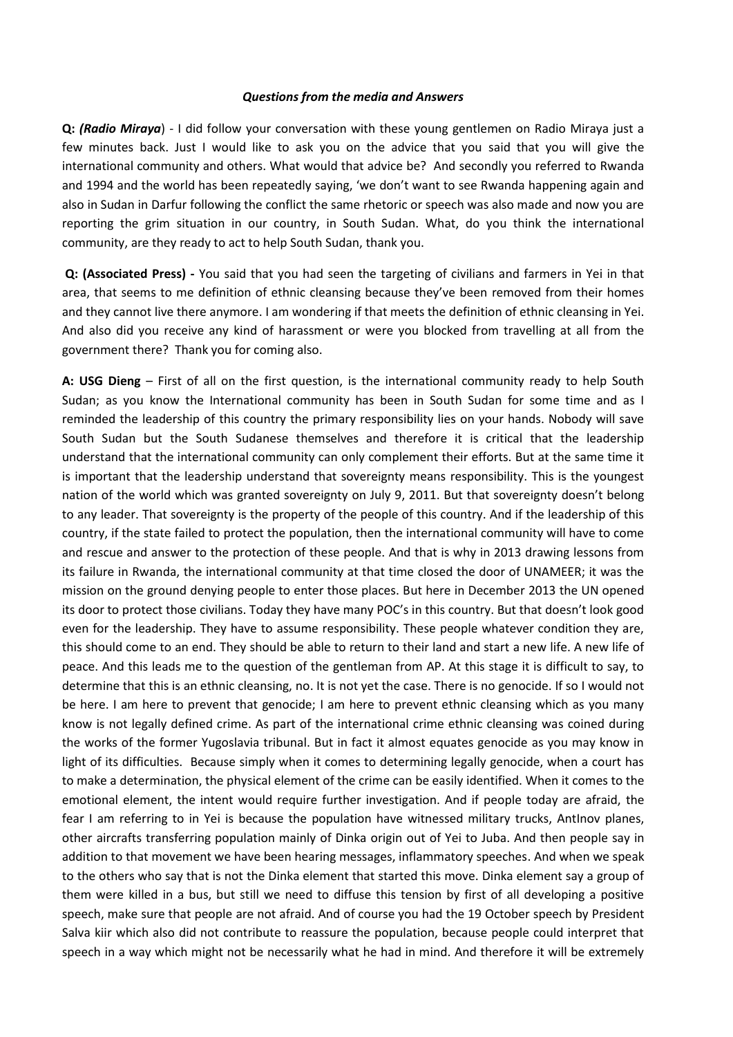### *Questions from the media and Answers*

**Q:** ***(Radio Miraya***) - I did follow your conversation with these young gentlemen on Radio Miraya just a few minutes back. Just I would like to ask you on the advice that you said that you will give the international community and others. What would that advice be? And secondly you referred to Rwanda and 1994 and the world has been repeatedly saying, 'we don't want to see Rwanda happening again and also in Sudan in Darfur following the conflict the same rhetoric or speech was also made and now you are reporting the grim situation in our country, in South Sudan. What, do you think the international community, are they ready to act to help South Sudan, thank you.

**Q: (Associated Press) -** You said that you had seen the targeting of civilians and farmers in Yei in that area, that seems to me definition of ethnic cleansing because they've been removed from their homes and they cannot live there anymore. I am wondering if that meets the definition of ethnic cleansing in Yei. And also did you receive any kind of harassment or were you blocked from travelling at all from the government there? Thank you for coming also.

**A: USG Dieng** – First of all on the first question, is the international community ready to help South Sudan; as you know the International community has been in South Sudan for some time and as I reminded the leadership of this country the primary responsibility lies on your hands. Nobody will save South Sudan but the South Sudanese themselves and therefore it is critical that the leadership understand that the international community can only complement their efforts. But at the same time it is important that the leadership understand that sovereignty means responsibility. This is the youngest nation of the world which was granted sovereignty on July 9, 2011. But that sovereignty doesn't belong to any leader. That sovereignty is the property of the people of this country. And if the leadership of this country, if the state failed to protect the population, then the international community will have to come and rescue and answer to the protection of these people. And that is why in 2013 drawing lessons from its failure in Rwanda, the international community at that time closed the door of UNAMEER; it was the mission on the ground denying people to enter those places. But here in December 2013 the UN opened its door to protect those civilians. Today they have many POC's in this country. But that doesn't look good even for the leadership. They have to assume responsibility. These people whatever condition they are, this should come to an end. They should be able to return to their land and start a new life. A new life of peace. And this leads me to the question of the gentleman from AP. At this stage it is difficult to say, to determine that this is an ethnic cleansing, no. It is not yet the case. There is no genocide. If so I would not be here. I am here to prevent that genocide; I am here to prevent ethnic cleansing which as you many know is not legally defined crime. As part of the international crime ethnic cleansing was coined during the works of the former Yugoslavia tribunal. But in fact it almost equates genocide as you may know in light of its difficulties. Because simply when it comes to determining legally genocide, when a court has to make a determination, the physical element of the crime can be easily identified. When it comes to the emotional element, the intent would require further investigation. And if people today are afraid, the fear I am referring to in Yei is because the population have witnessed military trucks, AntInov planes, other aircrafts transferring population mainly of Dinka origin out of Yei to Juba. And then people say in addition to that movement we have been hearing messages, inflammatory speeches. And when we speak to the others who say that is not the Dinka element that started this move. Dinka element say a group of them were killed in a bus, but still we need to diffuse this tension by first of all developing a positive speech, make sure that people are not afraid. And of course you had the 19 October speech by President Salva kiir which also did not contribute to reassure the population, because people could interpret that speech in a way which might not be necessarily what he had in mind. And therefore it will be extremely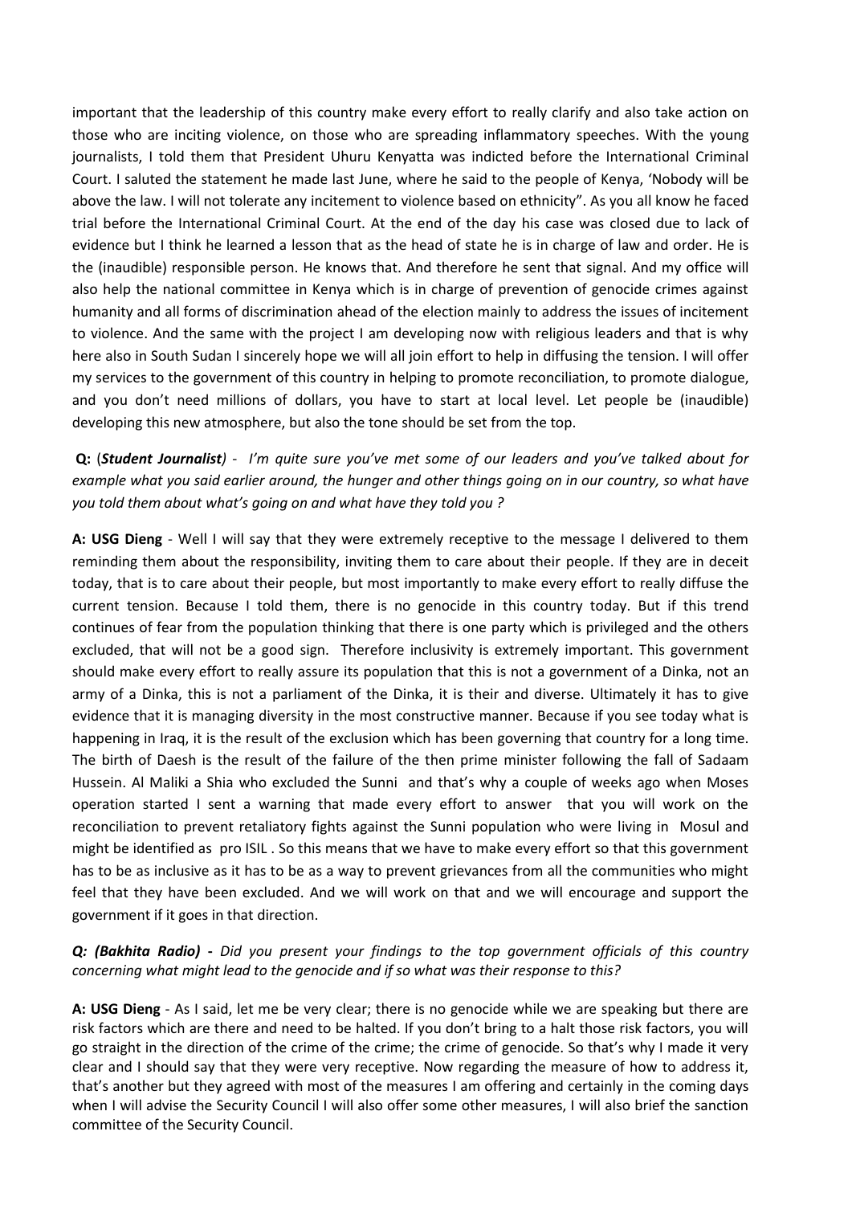important that the leadership of this country make every effort to really clarify and also take action on those who are inciting violence, on those who are spreading inflammatory speeches. With the young journalists, I told them that President Uhuru Kenyatta was indicted before the International Criminal Court. I saluted the statement he made last June, where he said to the people of Kenya, 'Nobody will be above the law. I will not tolerate any incitement to violence based on ethnicity". As you all know he faced trial before the International Criminal Court. At the end of the day his case was closed due to lack of evidence but I think he learned a lesson that as the head of state he is in charge of law and order. He is the (inaudible) responsible person. He knows that. And therefore he sent that signal. And my office will also help the national committee in Kenya which is in charge of prevention of genocide crimes against humanity and all forms of discrimination ahead of the election mainly to address the issues of incitement to violence. And the same with the project I am developing now with religious leaders and that is why here also in South Sudan I sincerely hope we will all join effort to help in diffusing the tension. I will offer my services to the government of this country in helping to promote reconciliation, to promote dialogue, and you don't need millions of dollars, you have to start at local level. Let people be (inaudible) developing this new atmosphere, but also the tone should be set from the top.

**Q:** (***Student Journalist***) - *I'm quite sure you've met some of our leaders and you've talked about for example what you said earlier around, the hunger and other things going on in our country, so what have you told them about what's going on and what have they told you ?*

**A: USG Dieng** - Well I will say that they were extremely receptive to the message I delivered to them reminding them about the responsibility, inviting them to care about their people. If they are in deceit today, that is to care about their people, but most importantly to make every effort to really diffuse the current tension. Because I told them, there is no genocide in this country today. But if this trend continues of fear from the population thinking that there is one party which is privileged and the others excluded, that will not be a good sign. Therefore inclusivity is extremely important. This government should make every effort to really assure its population that this is not a government of a Dinka, not an army of a Dinka, this is not a parliament of the Dinka, it is their and diverse. Ultimately it has to give evidence that it is managing diversity in the most constructive manner. Because if you see today what is happening in Iraq, it is the result of the exclusion which has been governing that country for a long time. The birth of Daesh is the result of the failure of the then prime minister following the fall of Sadaam Hussein. Al Maliki a Shia who excluded the Sunni and that's why a couple of weeks ago when Moses operation started I sent a warning that made every effort to answer that you will work on the reconciliation to prevent retaliatory fights against the Sunni population who were living in Mosul and might be identified as pro ISIL . So this means that we have to make every effort so that this government has to be as inclusive as it has to be as a way to prevent grievances from all the communities who might feel that they have been excluded. And we will work on that and we will encourage and support the government if it goes in that direction.

***Q: (Bakhita Radio) -*** *Did you present your findings to the top government officials of this country concerning what might lead to the genocide and if so what was their response to this?*

**A: USG Dieng** - As I said, let me be very clear; there is no genocide while we are speaking but there are risk factors which are there and need to be halted. If you don't bring to a halt those risk factors, you will go straight in the direction of the crime of the crime; the crime of genocide. So that's why I made it very clear and I should say that they were very receptive. Now regarding the measure of how to address it, that's another but they agreed with most of the measures I am offering and certainly in the coming days when I will advise the Security Council I will also offer some other measures, I will also brief the sanction committee of the Security Council.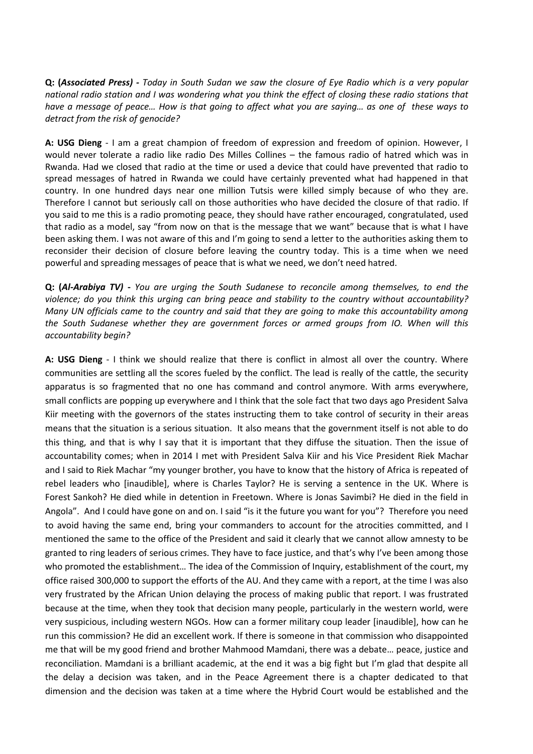**Q: (*Associated Press)* -** *Today in South Sudan we saw the closure of Eye Radio which is a very popular national radio station and I was wondering what you think the effect of closing these radio stations that have a message of peace… How is that going to affect what you are saying… as one of these ways to detract from the risk of genocide?*

**A: USG Dieng** - I am a great champion of freedom of expression and freedom of opinion. However, I would never tolerate a radio like radio Des Milles Collines – the famous radio of hatred which was in Rwanda. Had we closed that radio at the time or used a device that could have prevented that radio to spread messages of hatred in Rwanda we could have certainly prevented what had happened in that country. In one hundred days near one million Tutsis were killed simply because of who they are. Therefore I cannot but seriously call on those authorities who have decided the closure of that radio. If you said to me this is a radio promoting peace, they should have rather encouraged, congratulated, used that radio as a model, say "from now on that is the message that we want" because that is what I have been asking them. I was not aware of this and I'm going to send a letter to the authorities asking them to reconsider their decision of closure before leaving the country today. This is a time when we need powerful and spreading messages of peace that is what we need, we don't need hatred.

**Q: (*Al-Arabiya TV)* -** *You are urging the South Sudanese to reconcile among themselves, to end the violence; do you think this urging can bring peace and stability to the country without accountability? Many UN officials came to the country and said that they are going to make this accountability among the South Sudanese whether they are government forces or armed groups from IO. When will this accountability begin?*

**A: USG Dieng** - I think we should realize that there is conflict in almost all over the country. Where communities are settling all the scores fueled by the conflict. The lead is really of the cattle, the security apparatus is so fragmented that no one has command and control anymore. With arms everywhere, small conflicts are popping up everywhere and I think that the sole fact that two days ago President Salva Kiir meeting with the governors of the states instructing them to take control of security in their areas means that the situation is a serious situation. It also means that the government itself is not able to do this thing, and that is why I say that it is important that they diffuse the situation. Then the issue of accountability comes; when in 2014 I met with President Salva Kiir and his Vice President Riek Machar and I said to Riek Machar "my younger brother, you have to know that the history of Africa is repeated of rebel leaders who [inaudible], where is Charles Taylor? He is serving a sentence in the UK. Where is Forest Sankoh? He died while in detention in Freetown. Where is Jonas Savimbi? He died in the field in Angola". And I could have gone on and on. I said "is it the future you want for you"? Therefore you need to avoid having the same end, bring your commanders to account for the atrocities committed, and I mentioned the same to the office of the President and said it clearly that we cannot allow amnesty to be granted to ring leaders of serious crimes. They have to face justice, and that's why I've been among those who promoted the establishment… The idea of the Commission of Inquiry, establishment of the court, my office raised 300,000 to support the efforts of the AU. And they came with a report, at the time I was also very frustrated by the African Union delaying the process of making public that report. I was frustrated because at the time, when they took that decision many people, particularly in the western world, were very suspicious, including western NGOs. How can a former military coup leader [inaudible], how can he run this commission? He did an excellent work. If there is someone in that commission who disappointed me that will be my good friend and brother Mahmood Mamdani, there was a debate… peace, justice and reconciliation. Mamdani is a brilliant academic, at the end it was a big fight but I'm glad that despite all the delay a decision was taken, and in the Peace Agreement there is a chapter dedicated to that dimension and the decision was taken at a time where the Hybrid Court would be established and the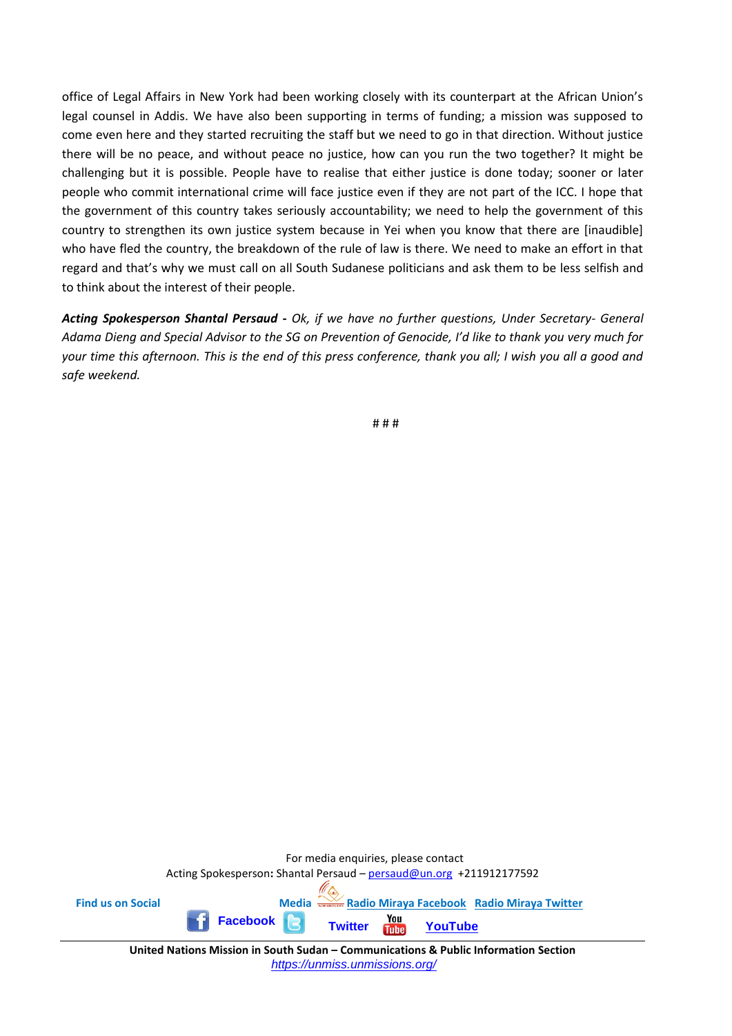office of Legal Affairs in New York had been working closely with its counterpart at the African Union's legal counsel in Addis. We have also been supporting in terms of funding; a mission was supposed to come even here and they started recruiting the staff but we need to go in that direction. Without justice there will be no peace, and without peace no justice, how can you run the two together? It might be challenging but it is possible. People have to realise that either justice is done today; sooner or later people who commit international crime will face justice even if they are not part of the ICC. I hope that the government of this country takes seriously accountability; we need to help the government of this country to strengthen its own justice system because in Yei when you know that there are [inaudible] who have fled the country, the breakdown of the rule of law is there. We need to make an effort in that regard and that's why we must call on all South Sudanese politicians and ask them to be less selfish and to think about the interest of their people.

***Acting Spokesperson Shantal Persaud*** *- Ok, if we have no further questions, Under Secretary- General Adama Dieng and Special Advisor to the SG on Prevention of Genocide, I'd like to thank you very much for your time this afternoon. This is the end of this press conference, thank you all; I wish you all a good and safe weekend.*

# # #

For media enquiries, please contact
Acting Spokesperson**:** Shantal Persaud – persaud@un.org +211912177592

**Find us on Social Media** **Radio Miraya Facebook** **Radio Miraya Twitter**
**Facebook** **Twitter** **YouTube**

**United Nations Mission in South Sudan – Communications & Public Information Section**
*https://unmiss.unmissions.org/*